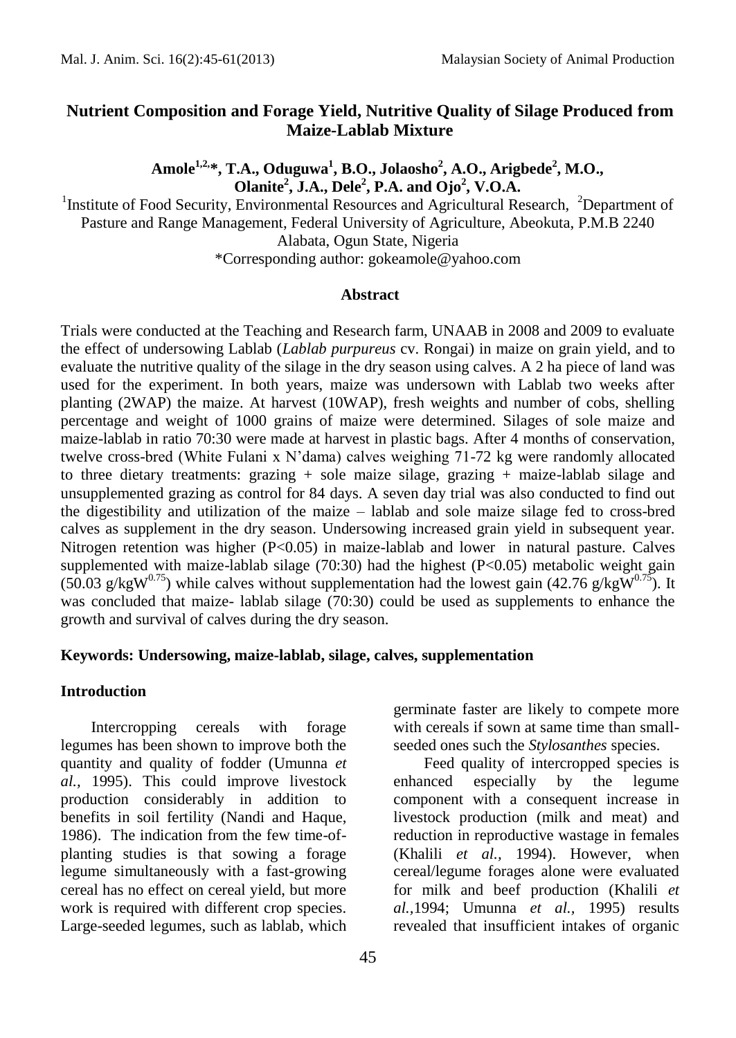# Nutrient Composition and Forage Yield, Nutritive Quality of Silage Produced from Maize-Lablab Mixture

**Amole[1,2,*], T.A., Oduguwa[1], B.O., Jolaosho[2], A.O., Arigbede[2], M.O., Olanite[2], J.A., Dele[2], P.A. and Ojo[2], V.O.A.**

[1]Institute of Food Security, Environmental Resources and Agricultural Research, [2]Department of Pasture and Range Management, Federal University of Agriculture, Abeokuta, P.M.B 2240 Alabata, Ogun State, Nigeria

*Corresponding author: gokeamole@yahoo.com

## Abstract

Trials were conducted at the Teaching and Research farm, UNAAB in 2008 and 2009 to evaluate the effect of undersowing Lablab (*Lablab purpureus* cv. Rongai) in maize on grain yield, and to evaluate the nutritive quality of the silage in the dry season using calves. A 2 ha piece of land was used for the experiment. In both years, maize was undersown with Lablab two weeks after planting (2WAP) the maize. At harvest (10WAP), fresh weights and number of cobs, shelling percentage and weight of 1000 grains of maize were determined. Silages of sole maize and maize-lablab in ratio 70:30 were made at harvest in plastic bags. After 4 months of conservation, twelve cross-bred (White Fulani x N'dama) calves weighing 71-72 kg were randomly allocated to three dietary treatments: grazing + sole maize silage, grazing + maize-lablab silage and unsupplemented grazing as control for 84 days. A seven day trial was also conducted to find out the digestibility and utilization of the maize – lablab and sole maize silage fed to cross-bred calves as supplement in the dry season. Undersowing increased grain yield in subsequent year. Nitrogen retention was higher ($P<0.05$) in maize-lablab and lower in natural pasture. Calves supplemented with maize-lablab silage (70:30) had the highest ($P<0.05$) metabolic weight gain ($50.03$ g/kg$W^{0.75}$) while calves without supplementation had the lowest gain ($42.76$ g/kg$W^{0.75}$). It was concluded that maize- lablab silage (70:30) could be used as supplements to enhance the growth and survival of calves during the dry season.

**Keywords: Undersowing, maize-lablab, silage, calves, supplementation**

## Introduction

Intercropping cereals with forage legumes has been shown to improve both the quantity and quality of fodder (Umunna *et al.,* 1995). This could improve livestock production considerably in addition to benefits in soil fertility (Nandi and Haque, 1986). The indication from the few time-of-planting studies is that sowing a forage legume simultaneously with a fast-growing cereal has no effect on cereal yield, but more work is required with different crop species. Large-seeded legumes, such as lablab, which germinate faster are likely to compete more with cereals if sown at same time than small-seeded ones such the *Stylosanthes* species.

Feed quality of intercropped species is enhanced especially by the legume component with a consequent increase in livestock production (milk and meat) and reduction in reproductive wastage in females (Khalili *et al.,* 1994). However, when cereal/legume forages alone were evaluated for milk and beef production (Khalili *et al.,*1994; Umunna *et al.,* 1995) results revealed that insufficient intakes of organic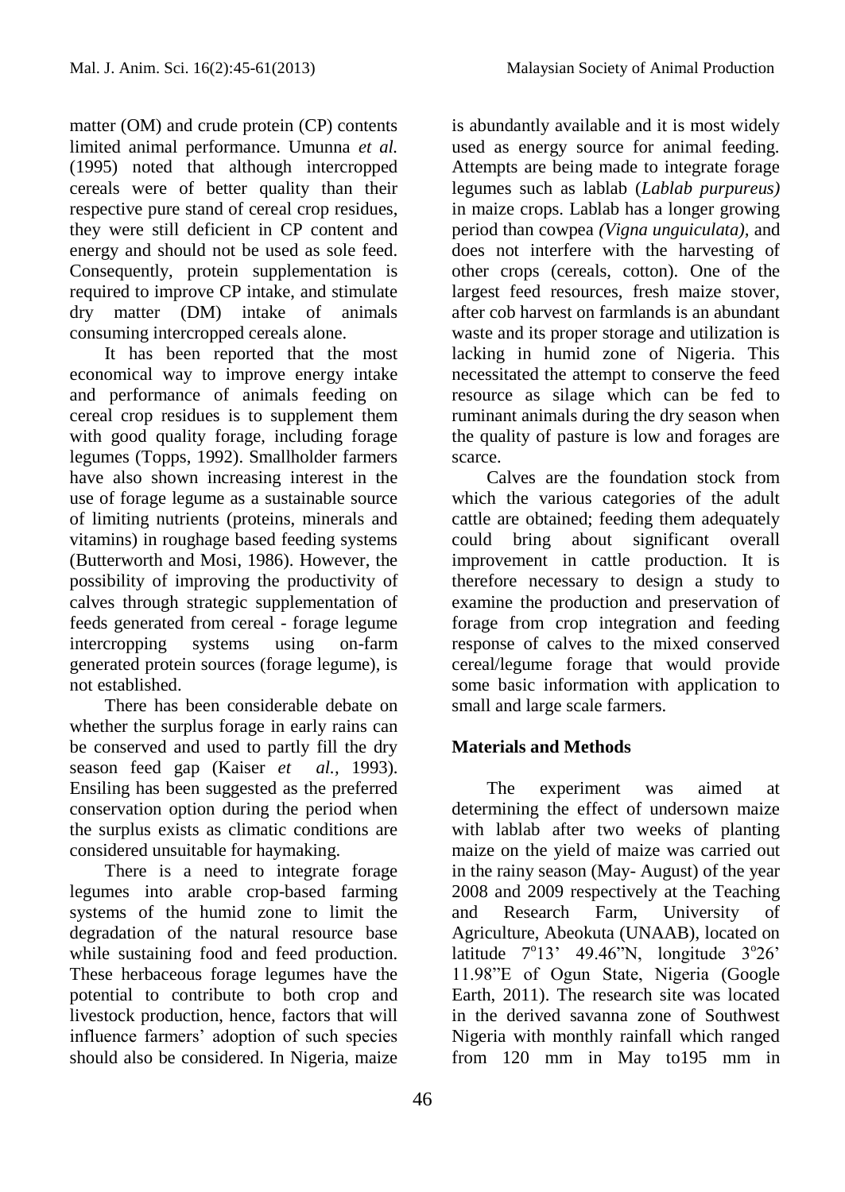matter (OM) and crude protein (CP) contents limited animal performance. Umunna *et al.* (1995) noted that although intercropped cereals were of better quality than their respective pure stand of cereal crop residues, they were still deficient in CP content and energy and should not be used as sole feed. Consequently, protein supplementation is required to improve CP intake, and stimulate dry matter (DM) intake of animals consuming intercropped cereals alone.

It has been reported that the most economical way to improve energy intake and performance of animals feeding on cereal crop residues is to supplement them with good quality forage, including forage legumes (Topps, 1992). Smallholder farmers have also shown increasing interest in the use of forage legume as a sustainable source of limiting nutrients (proteins, minerals and vitamins) in roughage based feeding systems (Butterworth and Mosi, 1986). However, the possibility of improving the productivity of calves through strategic supplementation of feeds generated from cereal - forage legume intercropping systems using on-farm generated protein sources (forage legume), is not established.

There has been considerable debate on whether the surplus forage in early rains can be conserved and used to partly fill the dry season feed gap (Kaiser *et al.,* 1993). Ensiling has been suggested as the preferred conservation option during the period when the surplus exists as climatic conditions are considered unsuitable for haymaking.

There is a need to integrate forage legumes into arable crop-based farming systems of the humid zone to limit the degradation of the natural resource base while sustaining food and feed production. These herbaceous forage legumes have the potential to contribute to both crop and livestock production, hence, factors that will influence farmers' adoption of such species should also be considered. In Nigeria, maize is abundantly available and it is most widely used as energy source for animal feeding. Attempts are being made to integrate forage legumes such as lablab (*Lablab purpureus)* in maize crops. Lablab has a longer growing period than cowpea *(Vigna unguiculata)*, and does not interfere with the harvesting of other crops (cereals, cotton). One of the largest feed resources, fresh maize stover, after cob harvest on farmlands is an abundant waste and its proper storage and utilization is lacking in humid zone of Nigeria. This necessitated the attempt to conserve the feed resource as silage which can be fed to ruminant animals during the dry season when the quality of pasture is low and forages are scarce.

Calves are the foundation stock from which the various categories of the adult cattle are obtained; feeding them adequately could bring about significant overall improvement in cattle production. It is therefore necessary to design a study to examine the production and preservation of forage from crop integration and feeding response of calves to the mixed conserved cereal/legume forage that would provide some basic information with application to small and large scale farmers.

## Materials and Methods

The experiment was aimed at determining the effect of undersown maize with lablab after two weeks of planting maize on the yield of maize was carried out in the rainy season (May- August) of the year 2008 and 2009 respectively at the Teaching and Research Farm, University of Agriculture, Abeokuta (UNAAB), located on latitude 7°13' 49.46"N, longitude 3°26' 11.98"E of Ogun State, Nigeria (Google Earth, 2011). The research site was located in the derived savanna zone of Southwest Nigeria with monthly rainfall which ranged from 120 mm in May to195 mm in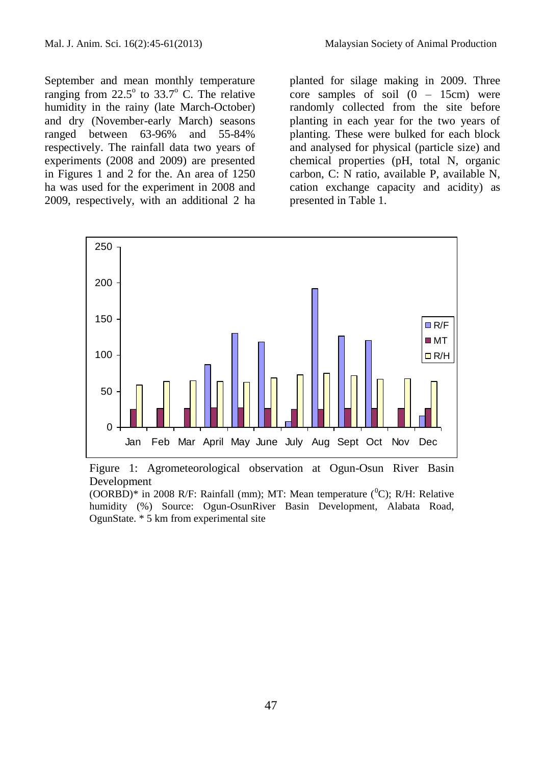September and mean monthly temperature ranging from 22.5° to 33.7° C. The relative humidity in the rainy (late March-October) and dry (November-early March) seasons ranged between 63-96% and 55-84% respectively. The rainfall data two years of experiments (2008 and 2009) are presented in Figures 1 and 2 for the. An area of 1250 ha was used for the experiment in 2008 and 2009, respectively, with an additional 2 ha planted for silage making in 2009. Three core samples of soil (0 – 15cm) were randomly collected from the site before planting in each year for the two years of planting. These were bulked for each block and analysed for physical (particle size) and chemical properties (pH, total N, organic carbon, C: N ratio, available P, available N, cation exchange capacity and acidity) as presented in Table 1.

Figure 1: Agrometeorological observation at Ogun-Osun River Basin Development (OORBD)* in 2008 R/F: Rainfall (mm); MT: Mean temperature ($^0$C); R/H: Relative humidity (%) Source: Ogun-OsunRiver Basin Development, Alabata Road, OgunState. * 5 km from experimental site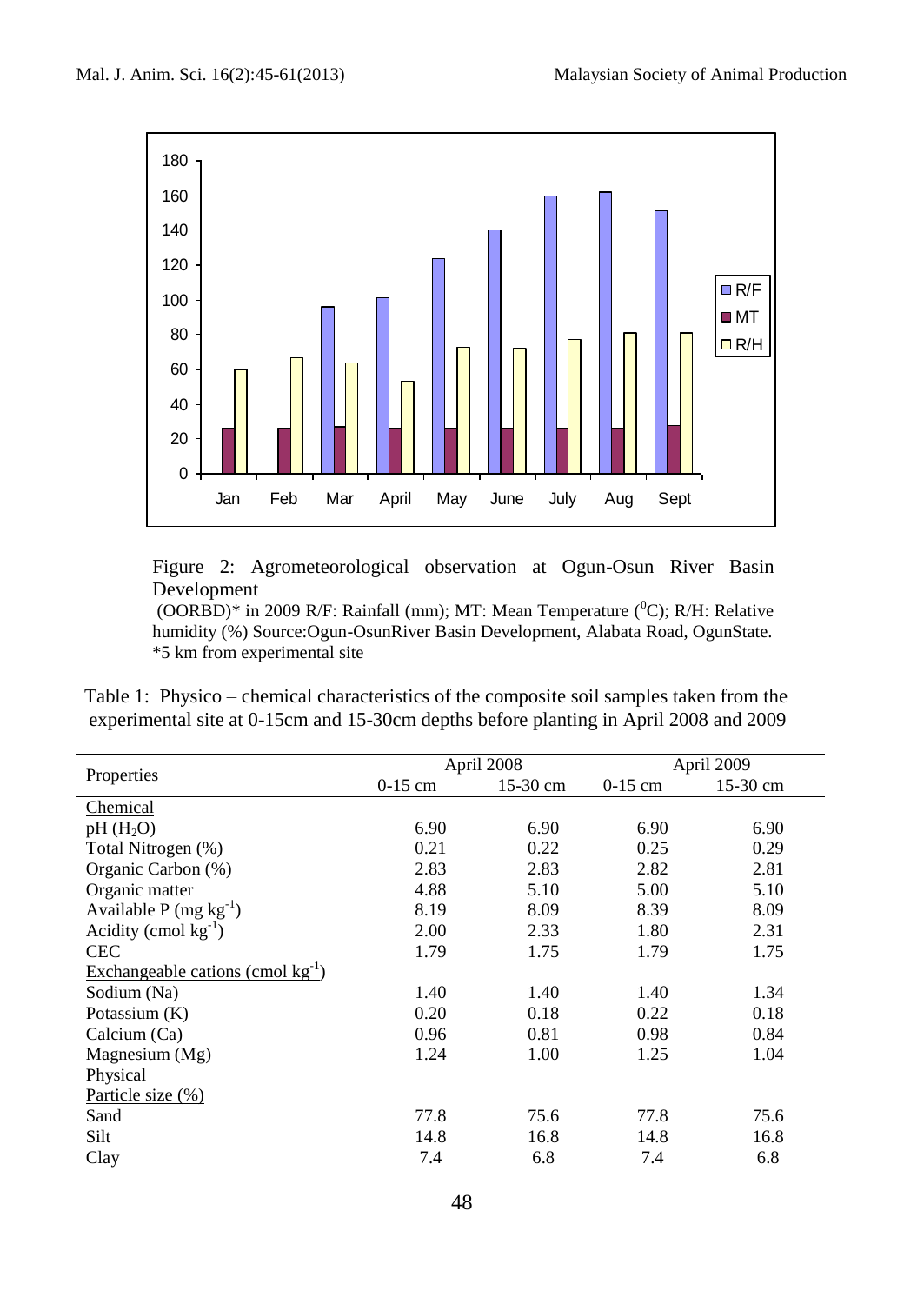Figure 2: Agrometeorological observation at Ogun-Osun River Basin Development (OORBD)* in 2009 R/F: Rainfall (mm); MT: Mean Temperature ($^0$C); R/H: Relative humidity (%) Source:Ogun-OsunRiver Basin Development, Alabata Road, OgunState. *5 km from experimental site

Table 1: Physico – chemical characteristics of the composite soil samples taken from the experimental site at 0-15cm and 15-30cm depths before planting in April 2008 and 2009

| Properties | April 2008 | | April 2009 | |
|---|---|---|---|---|
| | 0-15 cm | 15-30 cm | 0-15 cm | 15-30 cm |
| Chemical | | | | |
| pH ($H_2O$) | 6.90 | 6.90 | 6.90 | 6.90 |
| Total Nitrogen (%) | 0.21 | 0.22 | 0.25 | 0.29 |
| Organic Carbon (%) | 2.83 | 2.83 | 2.82 | 2.81 |
| Organic matter | 4.88 | 5.10 | 5.00 | 5.10 |
| Available P (mg $kg^{-1}$) | 8.19 | 8.09 | 8.39 | 8.09 |
| Acidity (cmol $kg^{-1}$) | 2.00 | 2.33 | 1.80 | 2.31 |
| CEC | 1.79 | 1.75 | 1.79 | 1.75 |
| Exchangeable cations (cmol $kg^{-1}$) | | | | |
| Sodium (Na) | 1.40 | 1.40 | 1.40 | 1.34 |
| Potassium (K) | 0.20 | 0.18 | 0.22 | 0.18 |
| Calcium (Ca) | 0.96 | 0.81 | 0.98 | 0.84 |
| Magnesium (Mg) | 1.24 | 1.00 | 1.25 | 1.04 |
| Physical | | | | |
| Particle size (%) | | | | |
| Sand | 77.8 | 75.6 | 77.8 | 75.6 |
| Silt | 14.8 | 16.8 | 14.8 | 16.8 |
| Clay | 7.4 | 6.8 | 7.4 | 6.8 |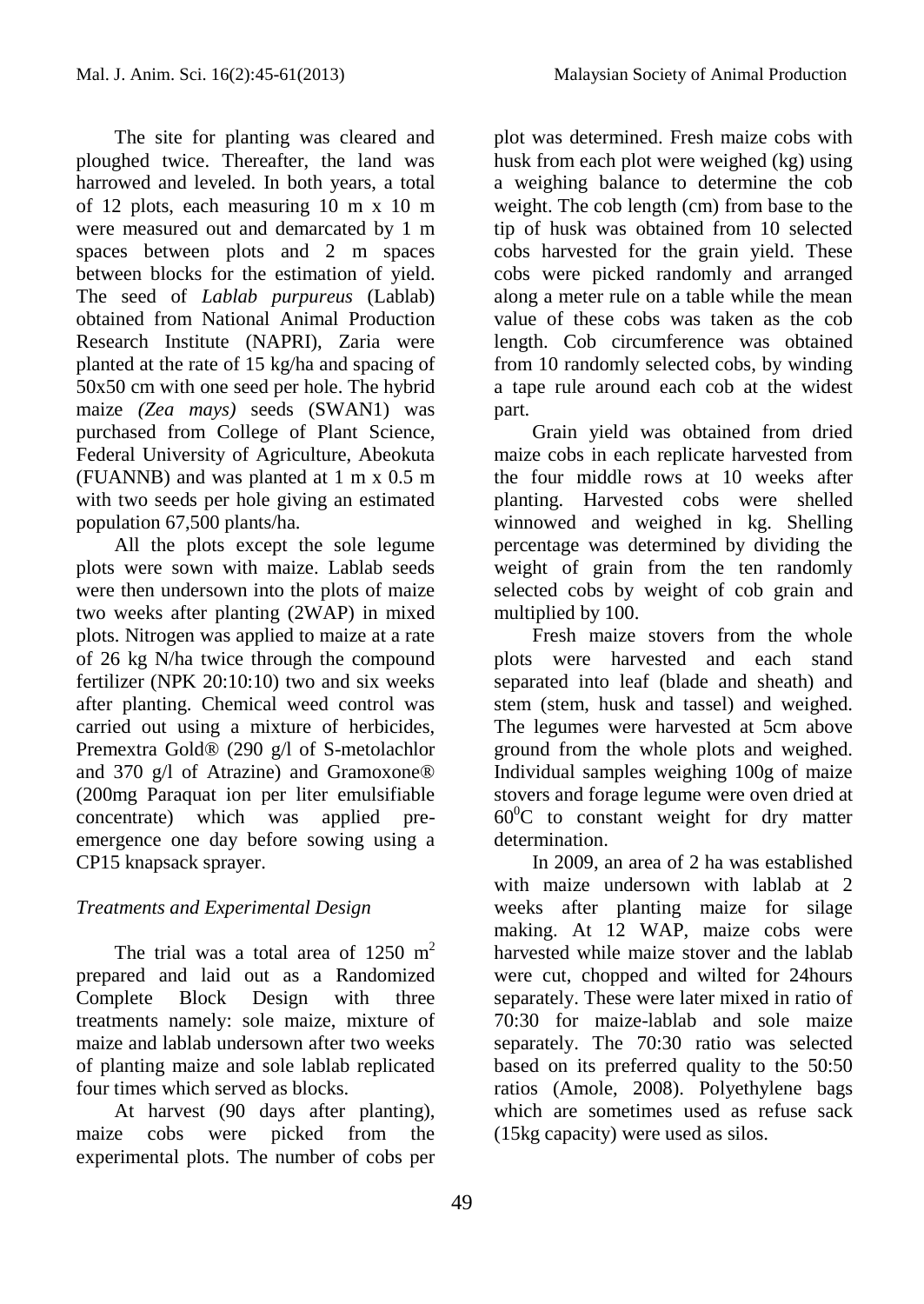The site for planting was cleared and ploughed twice. Thereafter, the land was harrowed and leveled. In both years, a total of 12 plots, each measuring 10 m x 10 m were measured out and demarcated by 1 m spaces between plots and 2 m spaces between blocks for the estimation of yield. The seed of *Lablab purpureus* (Lablab) obtained from National Animal Production Research Institute (NAPRI), Zaria were planted at the rate of 15 kg/ha and spacing of 50x50 cm with one seed per hole. The hybrid maize *(Zea mays)* seeds (SWAN1) was purchased from College of Plant Science, Federal University of Agriculture, Abeokuta (FUANNB) and was planted at 1 m x 0.5 m with two seeds per hole giving an estimated population 67,500 plants/ha.

All the plots except the sole legume plots were sown with maize. Lablab seeds were then undersown into the plots of maize two weeks after planting (2WAP) in mixed plots. Nitrogen was applied to maize at a rate of 26 kg N/ha twice through the compound fertilizer (NPK 20:10:10) two and six weeks after planting. Chemical weed control was carried out using a mixture of herbicides, Premextra Gold® (290 g/l of S-metolachlor and 370 g/l of Atrazine) and Gramoxone® (200mg Paraquat ion per liter emulsifiable concentrate) which was applied pre-emergence one day before sowing using a CP15 knapsack sprayer.

### *Treatments and Experimental Design*

The trial was a total area of 1250 $m^2$ prepared and laid out as a Randomized Complete Block Design with three treatments namely: sole maize, mixture of maize and lablab undersown after two weeks of planting maize and sole lablab replicated four times which served as blocks.

At harvest (90 days after planting), maize cobs were picked from the experimental plots. The number of cobs per plot was determined. Fresh maize cobs with husk from each plot were weighed (kg) using a weighing balance to determine the cob weight. The cob length (cm) from base to the tip of husk was obtained from 10 selected cobs harvested for the grain yield. These cobs were picked randomly and arranged along a meter rule on a table while the mean value of these cobs was taken as the cob length. Cob circumference was obtained from 10 randomly selected cobs, by winding a tape rule around each cob at the widest part.

Grain yield was obtained from dried maize cobs in each replicate harvested from the four middle rows at 10 weeks after planting. Harvested cobs were shelled winnowed and weighed in kg. Shelling percentage was determined by dividing the weight of grain from the ten randomly selected cobs by weight of cob grain and multiplied by 100.

Fresh maize stovers from the whole plots were harvested and each stand separated into leaf (blade and sheath) and stem (stem, husk and tassel) and weighed. The legumes were harvested at 5cm above ground from the whole plots and weighed. Individual samples weighing 100g of maize stovers and forage legume were oven dried at $60^0$C to constant weight for dry matter determination.

In 2009, an area of 2 ha was established with maize undersown with lablab at 2 weeks after planting maize for silage making. At 12 WAP, maize cobs were harvested while maize stover and the lablab were cut, chopped and wilted for 24hours separately. These were later mixed in ratio of 70:30 for maize-lablab and sole maize separately. The 70:30 ratio was selected based on its preferred quality to the 50:50 ratios (Amole, 2008). Polyethylene bags which are sometimes used as refuse sack (15kg capacity) were used as silos.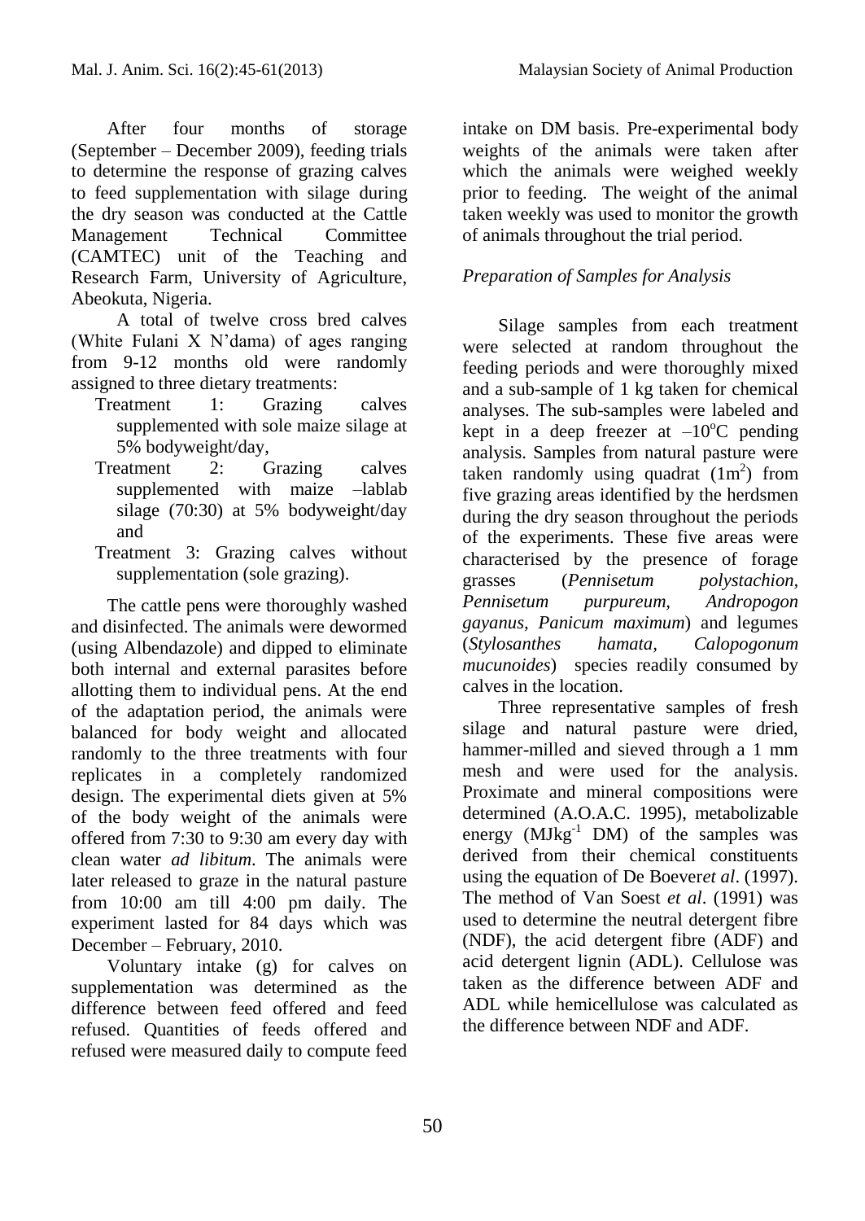After four months of storage (September – December 2009), feeding trials to determine the response of grazing calves to feed supplementation with silage during the dry season was conducted at the Cattle Management Technical Committee (CAMTEC) unit of the Teaching and Research Farm, University of Agriculture, Abeokuta, Nigeria.

A total of twelve cross bred calves (White Fulani X N'dama) of ages ranging from 9-12 months old were randomly assigned to three dietary treatments:

- Treatment 1: Grazing calves supplemented with sole maize silage at 5% bodyweight/day,
- Treatment 2: Grazing calves supplemented with maize –lablab silage (70:30) at 5% bodyweight/day and
- Treatment 3: Grazing calves without supplementation (sole grazing).

The cattle pens were thoroughly washed and disinfected. The animals were dewormed (using Albendazole) and dipped to eliminate both internal and external parasites before allotting them to individual pens. At the end of the adaptation period, the animals were balanced for body weight and allocated randomly to the three treatments with four replicates in a completely randomized design. The experimental diets given at 5% of the body weight of the animals were offered from 7:30 to 9:30 am every day with clean water *ad libitum*. The animals were later released to graze in the natural pasture from 10:00 am till 4:00 pm daily. The experiment lasted for 84 days which was December – February, 2010.

Voluntary intake (g) for calves on supplementation was determined as the difference between feed offered and feed refused. Quantities of feeds offered and refused were measured daily to compute feed intake on DM basis. Pre-experimental body weights of the animals were taken after which the animals were weighed weekly prior to feeding. The weight of the animal taken weekly was used to monitor the growth of animals throughout the trial period.

### *Preparation of Samples for Analysis*

Silage samples from each treatment were selected at random throughout the feeding periods and were thoroughly mixed and a sub-sample of 1 kg taken for chemical analyses. The sub-samples were labeled and kept in a deep freezer at $-10^oC$ pending analysis. Samples from natural pasture were taken randomly using quadrat ($1m^2$) from five grazing areas identified by the herdsmen during the dry season throughout the periods of the experiments. These five areas were characterised by the presence of forage grasses (*Pennisetum polystachion, Pennisetum purpureum, Andropogon gayanus, Panicum maximum*) and legumes (*Stylosanthes hamata, Calopogonum mucunoides*) species readily consumed by calves in the location.

Three representative samples of fresh silage and natural pasture were dried, hammer-milled and sieved through a 1 mm mesh and were used for the analysis. Proximate and mineral compositions were determined (A.O.A.C. 1995), metabolizable energy ($MJkg^{-1}$ DM) of the samples was derived from their chemical constituents using the equation of De Boever*et al*. (1997). The method of Van Soest *et al*. (1991) was used to determine the neutral detergent fibre (NDF), the acid detergent fibre (ADF) and acid detergent lignin (ADL). Cellulose was taken as the difference between ADF and ADL while hemicellulose was calculated as the difference between NDF and ADF.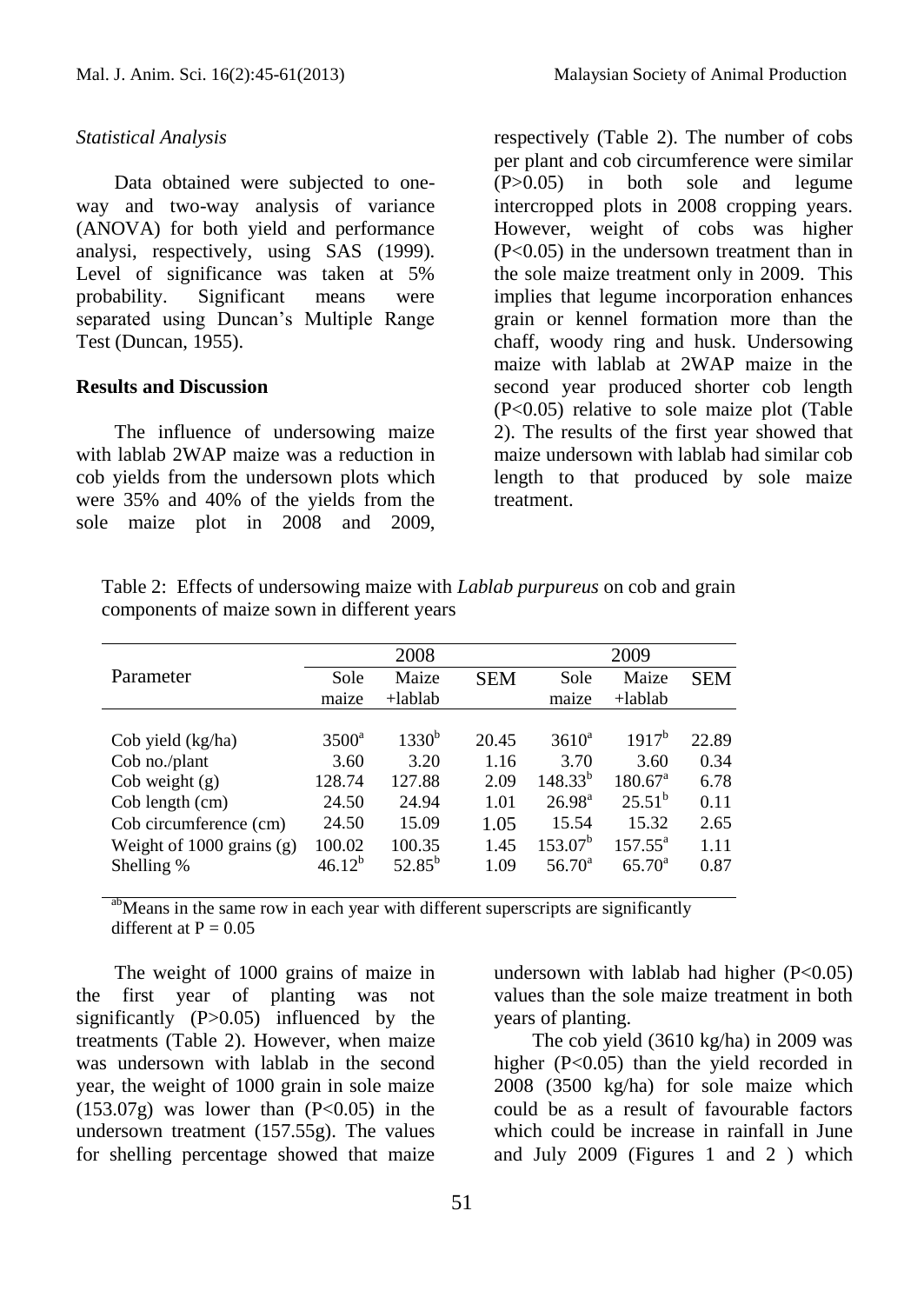*Statistical Analysis*

Data obtained were subjected to one-way and two-way analysis of variance (ANOVA) for both yield and performance analysi, respectively, using SAS (1999). Level of significance was taken at 5% probability. Significant means were separated using Duncan's Multiple Range Test (Duncan, 1955).

**Results and Discussion**

The influence of undersowing maize with lablab 2WAP maize was a reduction in cob yields from the undersown plots which were 35% and 40% of the yields from the sole maize plot in 2008 and 2009, respectively (Table 2). The number of cobs per plant and cob circumference were similar (P>0.05) in both sole and legume intercropped plots in 2008 cropping years. However, weight of cobs was higher (P<0.05) in the undersown treatment than in the sole maize treatment only in 2009. This implies that legume incorporation enhances grain or kennel formation more than the chaff, woody ring and husk. Undersowing maize with lablab at 2WAP maize in the second year produced shorter cob length (P<0.05) relative to sole maize plot (Table 2). The results of the first year showed that maize undersown with lablab had similar cob length to that produced by sole maize treatment.

Table 2: Effects of undersowing maize with *Lablab purpureus* on cob and grain components of maize sown in different years

| Parameter | 2008 | | | 2009 | | |
|---|---|---|---|---|---|---|
| | Sole maize | Maize +lablab | SEM | Sole maize | Maize +lablab | SEM |
| Cob yield (kg/ha) | 3500[a] | 1330[b] | 20.45 | 3610[a] | 1917[b] | 22.89 |
| Cob no./plant | 3.60 | 3.20 | 1.16 | 3.70 | 3.60 | 0.34 |
| Cob weight (g) | 128.74 | 127.88 | 2.09 | 148.33[b] | 180.67[a] | 6.78 |
| Cob length (cm) | 24.50 | 24.94 | 1.01 | 26.98[a] | 25.51[b] | 0.11 |
| Cob circumference (cm) | 24.50 | 15.09 | 1.05 | 15.54 | 15.32 | 2.65 |
| Weight of 1000 grains (g) | 100.02 | 100.35 | 1.45 | 153.07[b] | 157.55[a] | 1.11 |
| Shelling % | 46.12[b] | 52.85[b] | 1.09 | 56.70[a] | 65.70[a] | 0.87 |

[ab]Means in the same row in each year with different superscripts are significantly different at P = 0.05

The weight of 1000 grains of maize in the first year of planting was not significantly (P>0.05) influenced by the treatments (Table 2). However, when maize was undersown with lablab in the second year, the weight of 1000 grain in sole maize (153.07g) was lower than (P<0.05) in the undersown treatment (157.55g). The values for shelling percentage showed that maize undersown with lablab had higher (P<0.05) values than the sole maize treatment in both years of planting.

The cob yield (3610 kg/ha) in 2009 was higher (P<0.05) than the yield recorded in 2008 (3500 kg/ha) for sole maize which could be as a result of favourable factors which could be increase in rainfall in June and July 2009 (Figures 1 and 2 ) which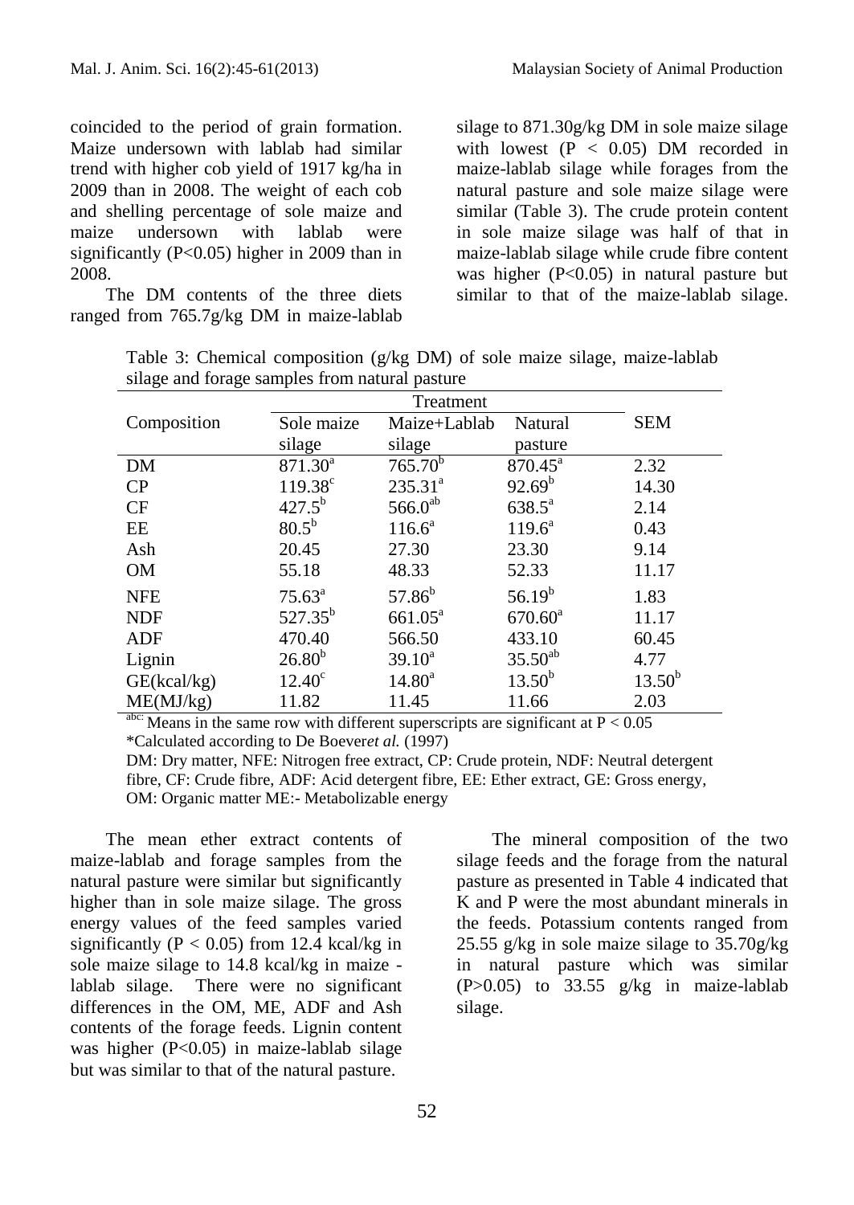coincided to the period of grain formation. Maize undersown with lablab had similar trend with higher cob yield of 1917 kg/ha in 2009 than in 2008. The weight of each cob and shelling percentage of sole maize and maize undersown with lablab were significantly ($P<0.05$) higher in 2009 than in 2008.

The DM contents of the three diets ranged from 765.7g/kg DM in maize-lablab silage to 871.30g/kg DM in sole maize silage with lowest ($P < 0.05$) DM recorded in maize-lablab silage while forages from the natural pasture and sole maize silage were similar (Table 3). The crude protein content in sole maize silage was half of that in maize-lablab silage while crude fibre content was higher ($P<0.05$) in natural pasture but similar to that of the maize-lablab silage.

Table 3: Chemical composition (g/kg DM) of sole maize silage, maize-lablab silage and forage samples from natural pasture

| Composition | Treatment | | | SEM |
|---|---|---|---|---|
| | Sole maize silage | Maize+Lablab silage | Natural pasture | |
| DM | 871.30[a] | 765.70[b] | 870.45[a] | 2.32 |
| CP | 119.38[c] | 235.31[a] | 92.69[b] | 14.30 |
| CF | 427.5[b] | 566.0[ab] | 638.5[a] | 2.14 |
| EE | 80.5[b] | 116.6[a] | 119.6[a] | 0.43 |
| Ash | 20.45 | 27.30 | 23.30 | 9.14 |
| OM | 55.18 | 48.33 | 52.33 | 11.17 |
| NFE | 75.63[a] | 57.86[b] | 56.19[b] | 1.83 |
| NDF | 527.35[b] | 661.05[a] | 670.60[a] | 11.17 |
| ADF | 470.40 | 566.50 | 433.10 | 60.45 |
| Lignin | 26.80[b] | 39.10[a] | 35.50[ab] | 4.77 |
| GE(kcal/kg) | 12.40[c] | 14.80[a] | 13.50[b] | 13.50[b] |
| ME(MJ/kg) | 11.82 | 11.45 | 11.66 | 2.03 |

[abc:] Means in the same row with different superscripts are significant at $P < 0.05$

*Calculated according to De Boever *et al.* (1997)

DM: Dry matter, NFE: Nitrogen free extract, CP: Crude protein, NDF: Neutral detergent fibre, CF: Crude fibre, ADF: Acid detergent fibre, EE: Ether extract, GE: Gross energy, OM: Organic matter ME:- Metabolizable energy

The mean ether extract contents of maize-lablab and forage samples from the natural pasture were similar but significantly higher than in sole maize silage. The gross energy values of the feed samples varied significantly ($P < 0.05$) from 12.4 kcal/kg in sole maize silage to 14.8 kcal/kg in maize - lablab silage. There were no significant differences in the OM, ME, ADF and Ash contents of the forage feeds. Lignin content was higher ($P<0.05$) in maize-lablab silage but was similar to that of the natural pasture.

The mineral composition of the two silage feeds and the forage from the natural pasture as presented in Table 4 indicated that K and P were the most abundant minerals in the feeds. Potassium contents ranged from 25.55 g/kg in sole maize silage to 35.70g/kg in natural pasture which was similar ($P>0.05$) to 33.55 g/kg in maize-lablab silage.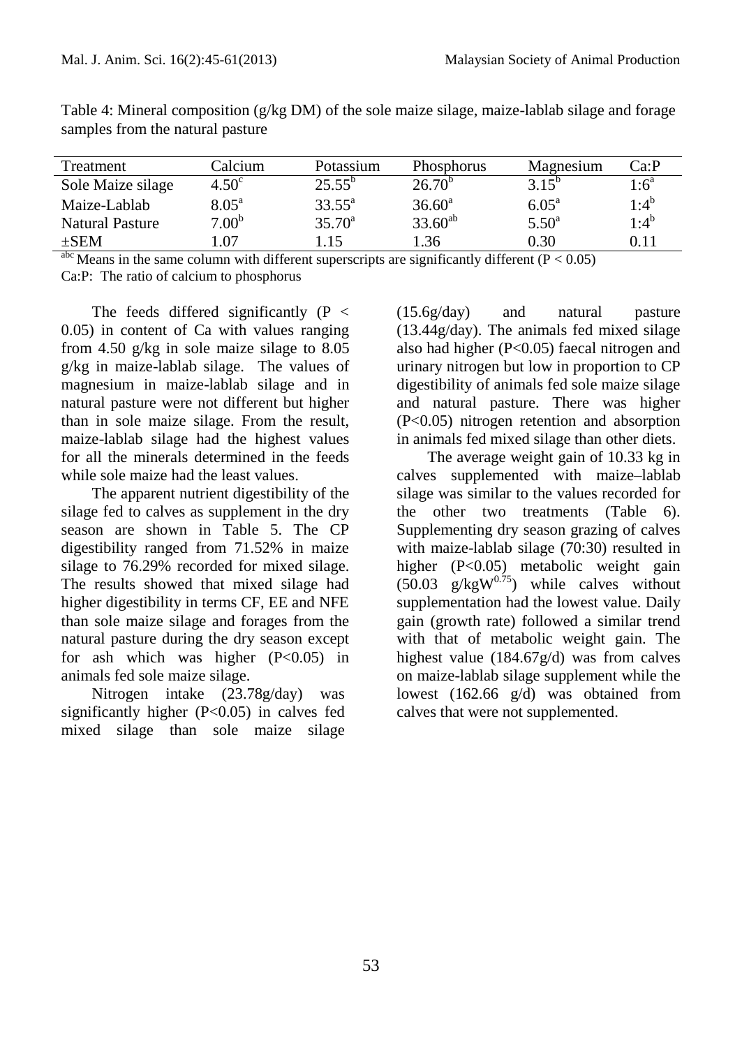Table 4: Mineral composition (g/kg DM) of the sole maize silage, maize-lablab silage and forage samples from the natural pasture

| Treatment | Calcium | Potassium | Phosphorus | Magnesium | Ca:P |
|---|---|---|---|---|---|
| Sole Maize silage | $4.50^{c}$ | $25.55^{b}$ | $26.70^{b}$ | $3.15^{b}$ | $1:6^{a}$ |
| Maize-Lablab | $8.05^{a}$ | $33.55^{a}$ | $36.60^{a}$ | $6.05^{a}$ | $1:4^{b}$ |
| Natural Pasture | $7.00^{b}$ | $35.70^{a}$ | $33.60^{ab}$ | $5.50^{a}$ | $1:4^{b}$ |
| ±SEM | 1.07 | 1.15 | 1.36 | 0.30 | 0.11 |

[abc] Means in the same column with different superscripts are significantly different ($P < 0.05$)

Ca:P: The ratio of calcium to phosphorus

The feeds differed significantly ($P < 0.05$) in content of Ca with values ranging from 4.50 g/kg in sole maize silage to 8.05 g/kg in maize-lablab silage. The values of magnesium in maize-lablab silage and in natural pasture were not different but higher than in sole maize silage. From the result, maize-lablab silage had the highest values for all the minerals determined in the feeds while sole maize had the least values.

The apparent nutrient digestibility of the silage fed to calves as supplement in the dry season are shown in Table 5. The CP digestibility ranged from 71.52% in maize silage to 76.29% recorded for mixed silage. The results showed that mixed silage had higher digestibility in terms CF, EE and NFE than sole maize silage and forages from the natural pasture during the dry season except for ash which was higher ($P<0.05$) in animals fed sole maize silage.

Nitrogen intake (23.78g/day) was significantly higher ($P<0.05$) in calves fed mixed silage than sole maize silage (15.6g/day) and natural pasture (13.44g/day). The animals fed mixed silage also had higher ($P<0.05$) faecal nitrogen and urinary nitrogen but low in proportion to CP digestibility of animals fed sole maize silage and natural pasture. There was higher ($P<0.05$) nitrogen retention and absorption in animals fed mixed silage than other diets.

The average weight gain of 10.33 kg in calves supplemented with maize–lablab silage was similar to the values recorded for the other two treatments (Table 6). Supplementing dry season grazing of calves with maize-lablab silage (70:30) resulted in higher ($P<0.05$) metabolic weight gain (50.03 $g/kgW^{0.75}$) while calves without supplementation had the lowest value. Daily gain (growth rate) followed a similar trend with that of metabolic weight gain. The highest value (184.67g/d) was from calves on maize-lablab silage supplement while the lowest (162.66 g/d) was obtained from calves that were not supplemented.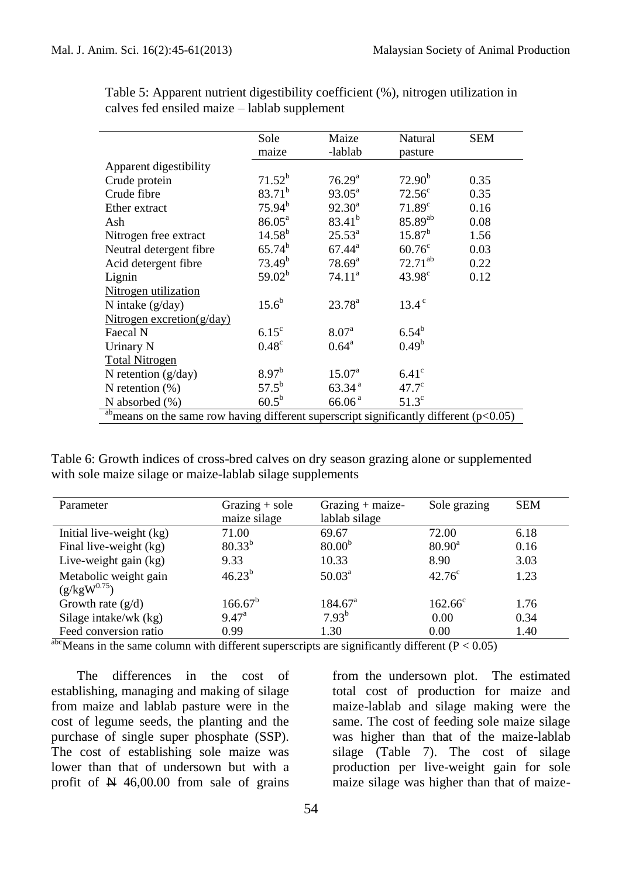Table 5: Apparent nutrient digestibility coefficient (%), nitrogen utilization in calves fed ensiled maize – lablab supplement

| | Sole maize | Maize -lablab | Natural pasture | SEM |
|---|---|---|---|---|
| Apparent digestibility | | | | |
| Crude protein | $71.52^{b}$ | $76.29^{a}$ | $72.90^{b}$ | 0.35 |
| Crude fibre | $83.71^{b}$ | $93.05^{a}$ | $72.56^{c}$ | 0.35 |
| Ether extract | $75.94^{b}$ | $92.30^{a}$ | $71.89^{c}$ | 0.16 |
| Ash | $86.05^{a}$ | $83.41^{b}$ | $85.89^{ab}$ | 0.08 |
| Nitrogen free extract | $14.58^{b}$ | $25.53^{a}$ | $15.87^{b}$ | 1.56 |
| Neutral detergent fibre | $65.74^{b}$ | $67.44^{a}$ | $60.76^{c}$ | 0.03 |
| Acid detergent fibre | $73.49^{b}$ | $78.69^{a}$ | $72.71^{ab}$ | 0.22 |
| Lignin | $59.02^{b}$ | $74.11^{a}$ | $43.98^{c}$ | 0.12 |
| Nitrogen utilization | | | | |
| N intake (g/day) | $15.6^{b}$ | $23.78^{a}$ | $13.4^{c}$ | |
| Nitrogen excretion(g/day) | | | | |
| Faecal N | $6.15^{c}$ | $8.07^{a}$ | $6.54^{b}$ | |
| Urinary N | $0.48^{c}$ | $0.64^{a}$ | $0.49^{b}$ | |
| Total Nitrogen | | | | |
| N retention (g/day) | $8.97^{b}$ | $15.07^{a}$ | $6.41^{c}$ | |
| N retention (%) | $57.5^{b}$ | $63.34^{a}$ | $47.7^{c}$ | |
| N absorbed (%) | $60.5^{b}$ | $66.06^{a}$ | $51.3^{c}$ | |

[ab]means on the same row having different superscript significantly different ($p<0.05$)

Table 6: Growth indices of cross-bred calves on dry season grazing alone or supplemented with sole maize silage or maize-lablab silage supplements

| Parameter | Grazing + sole maize silage | Grazing + maize-lablab silage | Sole grazing | SEM |
|---|---|---|---|---|
| Initial live-weight (kg) | 71.00 | 69.67 | 72.00 | 6.18 |
| Final live-weight (kg) | $80.33^{b}$ | $80.00^{b}$ | $80.90^{a}$ | 0.16 |
| Live-weight gain (kg) | 9.33 | 10.33 | 8.90 | 3.03 |
| Metabolic weight gain ($g/kgW^{0.75}$) | $46.23^{b}$ | $50.03^{a}$ | $42.76^{c}$ | 1.23 |
| Growth rate (g/d) | $166.67^{b}$ | $184.67^{a}$ | $162.66^{c}$ | 1.76 |
| Silage intake/wk (kg) | $9.47^{a}$ | $7.93^{b}$ | 0.00 | 0.34 |
| Feed conversion ratio | 0.99 | 1.30 | 0.00 | 1.40 |

[abc]Means in the same column with different superscripts are significantly different ($P < 0.05$)

The differences in the cost of establishing, managing and making of silage from maize and lablab pasture were in the cost of legume seeds, the planting and the purchase of single super phosphate (SSP). The cost of establishing sole maize was lower than that of undersown but with a profit of ₦ 46,00.00 from sale of grains from the undersown plot. The estimated total cost of production for maize and maize-lablab and silage making were the same. The cost of feeding sole maize silage was higher than that of the maize-lablab silage (Table 7). The cost of silage production per live-weight gain for sole maize silage was higher than that of maize-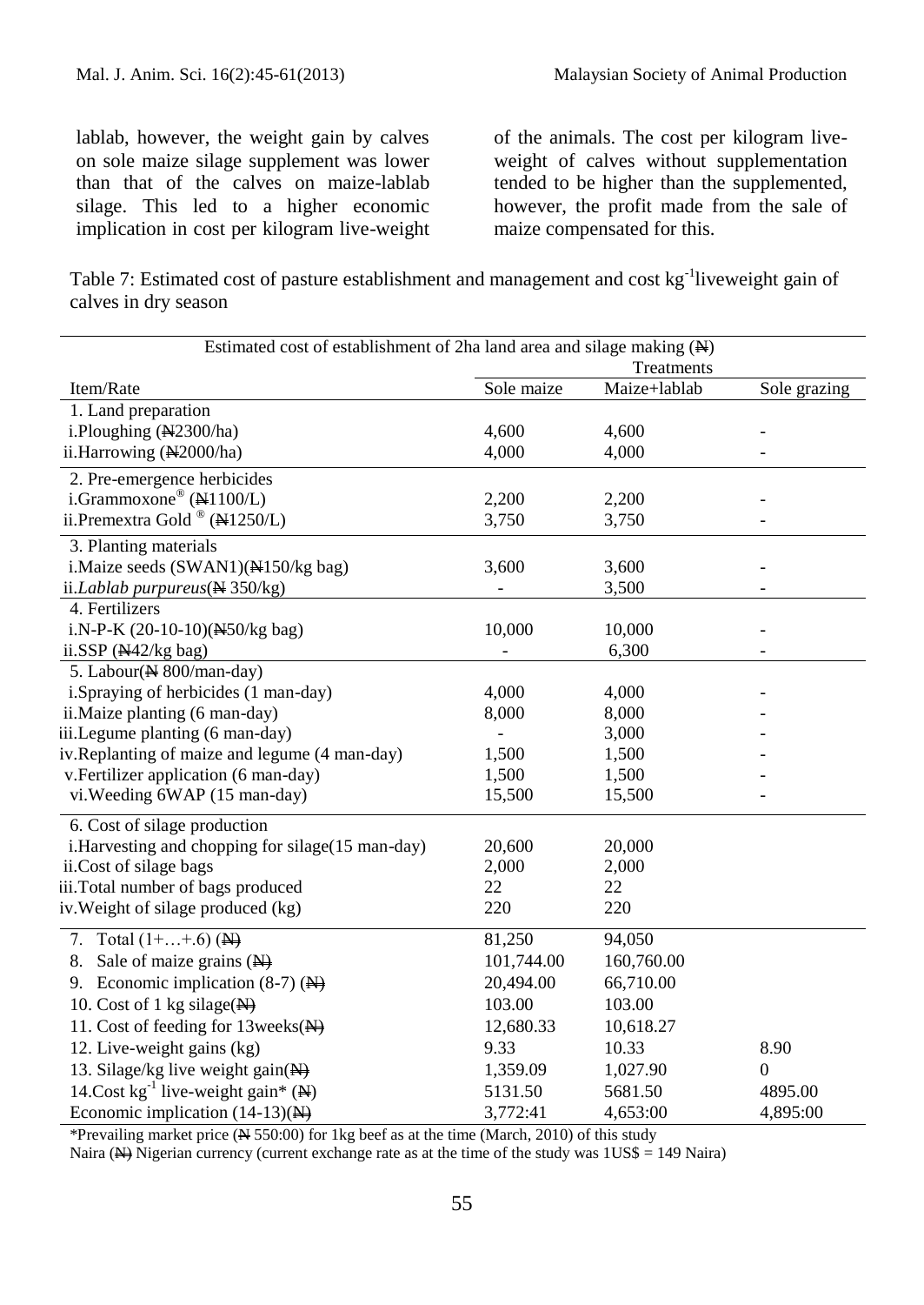lablab, however, the weight gain by calves on sole maize silage supplement was lower than that of the calves on maize-lablab silage. This led to a higher economic implication in cost per kilogram live-weight of the animals. The cost per kilogram live-weight of calves without supplementation tended to be higher than the supplemented, however, the profit made from the sale of maize compensated for this.

Table 7: Estimated cost of pasture establishment and management and cost kg$^{-1}$liveweight gain of calves in dry season

| Estimated cost of establishment of 2ha land area and silage making (₦) | Treatments | | |
|---|---|---|---|
| Item/Rate | Sole maize | Maize+lablab | Sole grazing |
| 1. Land preparation | | | |
| i.Ploughing (₦2300/ha) | 4,600 | 4,600 | - |
| ii.Harrowing (₦2000/ha) | 4,000 | 4,000 | - |
| 2. Pre-emergence herbicides | | | |
| i.Grammoxone® (₦1100/L) | 2,200 | 2,200 | - |
| ii.Premextra Gold ® (₦1250/L) | 3,750 | 3,750 | - |
| 3. Planting materials | | | |
| i.Maize seeds (SWAN1)(₦150/kg bag) | 3,600 | 3,600 | - |
| ii.*Lablab purpureus*(₦ 350/kg) | - | 3,500 | - |
| 4. Fertilizers | | | |
| i.N-P-K (20-10-10)(₦50/kg bag) | 10,000 | 10,000 | - |
| ii.SSP (₦42/kg bag) | - | 6,300 | - |
| 5. Labour(₦ 800/man-day) | | | |
| i.Spraying of herbicides (1 man-day) | 4,000 | 4,000 | - |
| ii.Maize planting (6 man-day) | 8,000 | 8,000 | - |
| iii.Legume planting (6 man-day) | - | 3,000 | - |
| iv.Replanting of maize and legume (4 man-day) | 1,500 | 1,500 | - |
| v.Fertilizer application (6 man-day) | 1,500 | 1,500 | - |
| vi.Weeding 6WAP (15 man-day) | 15,500 | 15,500 | - |
| 6. Cost of silage production | | | |
| i.Harvesting and chopping for silage(15 man-day) | 20,600 | 20,000 | |
| ii.Cost of silage bags | 2,000 | 2,000 | |
| iii.Total number of bags produced | 22 | 22 | |
| iv.Weight of silage produced (kg) | 220 | 220 | |
| 7. Total (1+…+.6) (₦) | 81,250 | 94,050 | |
| 8. Sale of maize grains (₦) | 101,744.00 | 160,760.00 | |
| 9. Economic implication (8-7) (₦) | 20,494.00 | 66,710.00 | |
| 10. Cost of 1 kg silage(₦) | 103.00 | 103.00 | |
| 11. Cost of feeding for 13weeks(₦) | 12,680.33 | 10,618.27 | |
| 12. Live-weight gains (kg) | 9.33 | 10.33 | 8.90 |
| 13. Silage/kg live weight gain(₦) | 1,359.09 | 1,027.90 | 0 |
| 14.Cost kg$^{-1}$ live-weight gain* (₦) | 5131.50 | 5681.50 | 4895.00 |
| Economic implication (14-13)(₦) | 3,772:41 | 4,653:00 | 4,895:00 |

*Prevailing market price (₦ 550:00) for 1kg beef as at the time (March, 2010) of this study
Naira (₦) Nigerian currency (current exchange rate as at the time of the study was 1US$ = 149 Naira)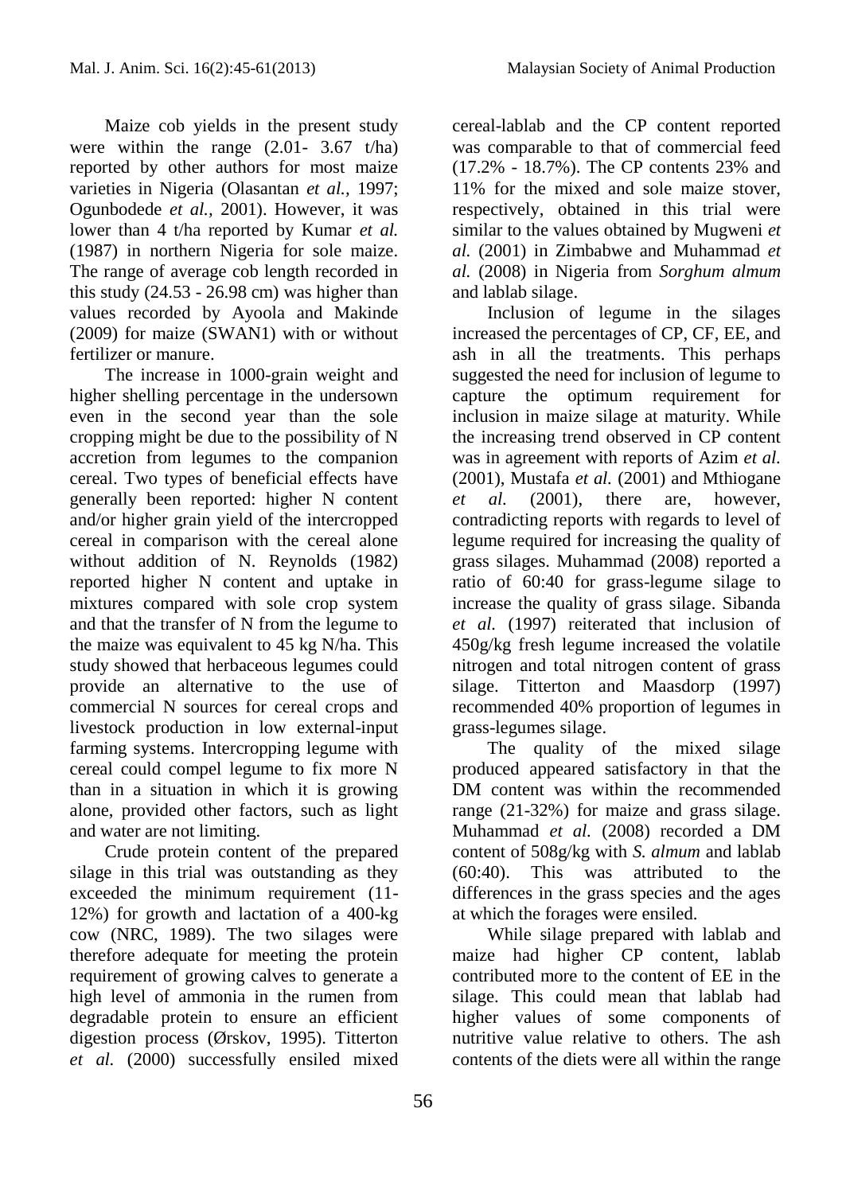Maize cob yields in the present study were within the range (2.01- 3.67 t/ha) reported by other authors for most maize varieties in Nigeria (Olasantan *et al.*, 1997; Ogunbodede *et al.*, 2001). However, it was lower than 4 t/ha reported by Kumar *et al.* (1987) in northern Nigeria for sole maize. The range of average cob length recorded in this study (24.53 - 26.98 cm) was higher than values recorded by Ayoola and Makinde (2009) for maize (SWAN1) with or without fertilizer or manure.

The increase in 1000-grain weight and higher shelling percentage in the undersown even in the second year than the sole cropping might be due to the possibility of N accretion from legumes to the companion cereal. Two types of beneficial effects have generally been reported: higher N content and/or higher grain yield of the intercropped cereal in comparison with the cereal alone without addition of N. Reynolds (1982) reported higher N content and uptake in mixtures compared with sole crop system and that the transfer of N from the legume to the maize was equivalent to 45 kg N/ha. This study showed that herbaceous legumes could provide an alternative to the use of commercial N sources for cereal crops and livestock production in low external-input farming systems. Intercropping legume with cereal could compel legume to fix more N than in a situation in which it is growing alone, provided other factors, such as light and water are not limiting.

Crude protein content of the prepared silage in this trial was outstanding as they exceeded the minimum requirement (11-12%) for growth and lactation of a 400-kg cow (NRC, 1989). The two silages were therefore adequate for meeting the protein requirement of growing calves to generate a high level of ammonia in the rumen from degradable protein to ensure an efficient digestion process (Ørskov, 1995). Titterton *et al.* (2000) successfully ensiled mixed cereal-lablab and the CP content reported was comparable to that of commercial feed (17.2% - 18.7%). The CP contents 23% and 11% for the mixed and sole maize stover, respectively, obtained in this trial were similar to the values obtained by Mugweni *et al.* (2001) in Zimbabwe and Muhammad *et al.* (2008) in Nigeria from *Sorghum almum* and lablab silage.

Inclusion of legume in the silages increased the percentages of CP, CF, EE, and ash in all the treatments. This perhaps suggested the need for inclusion of legume to capture the optimum requirement for inclusion in maize silage at maturity. While the increasing trend observed in CP content was in agreement with reports of Azim *et al.* (2001), Mustafa *et al.* (2001) and Mthiogane *et al.* (2001), there are, however, contradicting reports with regards to level of legume required for increasing the quality of grass silages. Muhammad (2008) reported a ratio of 60:40 for grass-legume silage to increase the quality of grass silage. Sibanda *et al.* (1997) reiterated that inclusion of 450g/kg fresh legume increased the volatile nitrogen and total nitrogen content of grass silage. Titterton and Maasdorp (1997) recommended 40% proportion of legumes in grass-legumes silage.

The quality of the mixed silage produced appeared satisfactory in that the DM content was within the recommended range (21-32%) for maize and grass silage. Muhammad *et al.* (2008) recorded a DM content of 508g/kg with *S. almum* and lablab (60:40). This was attributed to the differences in the grass species and the ages at which the forages were ensiled.

While silage prepared with lablab and maize had higher CP content, lablab contributed more to the content of EE in the silage. This could mean that lablab had higher values of some components of nutritive value relative to others. The ash contents of the diets were all within the range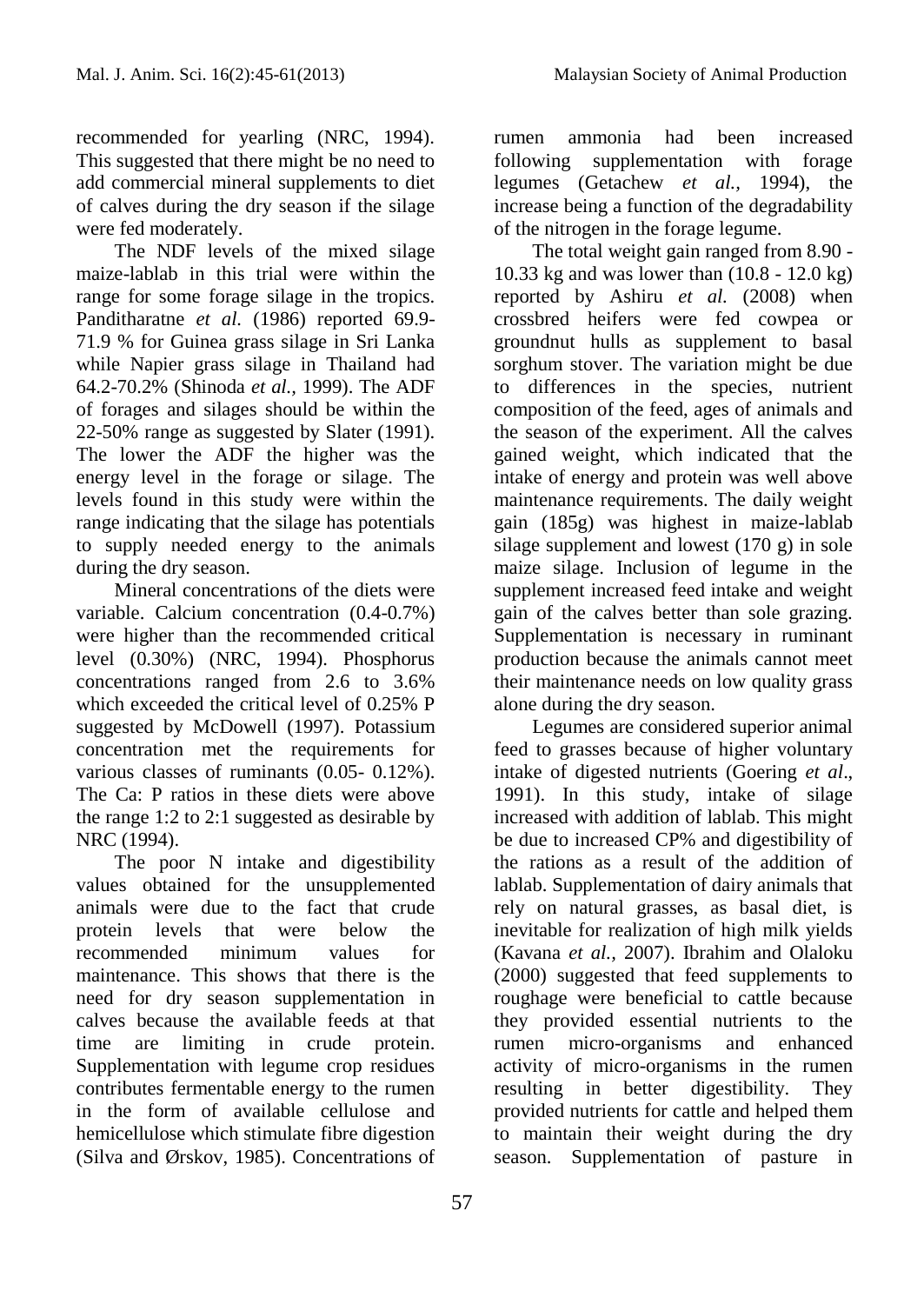recommended for yearling (NRC, 1994). This suggested that there might be no need to add commercial mineral supplements to diet of calves during the dry season if the silage were fed moderately.

The NDF levels of the mixed silage maize-lablab in this trial were within the range for some forage silage in the tropics. Panditharatne *et al.* (1986) reported 69.9-71.9 % for Guinea grass silage in Sri Lanka while Napier grass silage in Thailand had 64.2-70.2% (Shinoda *et al.*, 1999). The ADF of forages and silages should be within the 22-50% range as suggested by Slater (1991). The lower the ADF the higher was the energy level in the forage or silage. The levels found in this study were within the range indicating that the silage has potentials to supply needed energy to the animals during the dry season.

Mineral concentrations of the diets were variable. Calcium concentration (0.4-0.7%) were higher than the recommended critical level (0.30%) (NRC, 1994). Phosphorus concentrations ranged from 2.6 to 3.6% which exceeded the critical level of 0.25% P suggested by McDowell (1997). Potassium concentration met the requirements for various classes of ruminants (0.05- 0.12%). The Ca: P ratios in these diets were above the range 1:2 to 2:1 suggested as desirable by NRC (1994).

The poor N intake and digestibility values obtained for the unsupplemented animals were due to the fact that crude protein levels that were below the recommended minimum values for maintenance. This shows that there is the need for dry season supplementation in calves because the available feeds at that time are limiting in crude protein. Supplementation with legume crop residues contributes fermentable energy to the rumen in the form of available cellulose and hemicellulose which stimulate fibre digestion (Silva and Ørskov, 1985). Concentrations of rumen ammonia had been increased following supplementation with forage legumes (Getachew *et al.*, 1994), the increase being a function of the degradability of the nitrogen in the forage legume.

The total weight gain ranged from 8.90 - 10.33 kg and was lower than (10.8 - 12.0 kg) reported by Ashiru *et al.* (2008) when crossbred heifers were fed cowpea or groundnut hulls as supplement to basal sorghum stover. The variation might be due to differences in the species, nutrient composition of the feed, ages of animals and the season of the experiment. All the calves gained weight, which indicated that the intake of energy and protein was well above maintenance requirements. The daily weight gain (185g) was highest in maize-lablab silage supplement and lowest (170 g) in sole maize silage. Inclusion of legume in the supplement increased feed intake and weight gain of the calves better than sole grazing. Supplementation is necessary in ruminant production because the animals cannot meet their maintenance needs on low quality grass alone during the dry season.

Legumes are considered superior animal feed to grasses because of higher voluntary intake of digested nutrients (Goering *et al*., 1991). In this study, intake of silage increased with addition of lablab. This might be due to increased CP% and digestibility of the rations as a result of the addition of lablab. Supplementation of dairy animals that rely on natural grasses, as basal diet, is inevitable for realization of high milk yields (Kavana *et al.*, 2007). Ibrahim and Olaloku (2000) suggested that feed supplements to roughage were beneficial to cattle because they provided essential nutrients to the rumen micro-organisms and enhanced activity of micro-organisms in the rumen resulting in better digestibility. They provided nutrients for cattle and helped them to maintain their weight during the dry season. Supplementation of pasture in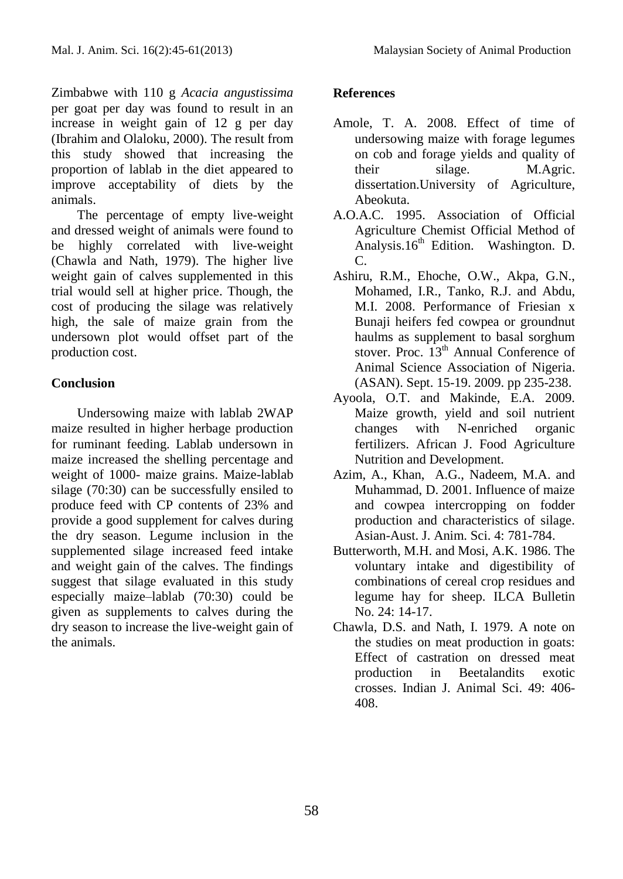Zimbabwe with 110 g *Acacia angustissima* per goat per day was found to result in an increase in weight gain of 12 g per day (Ibrahim and Olaloku, 2000). The result from this study showed that increasing the proportion of lablab in the diet appeared to improve acceptability of diets by the animals.

The percentage of empty live-weight and dressed weight of animals were found to be highly correlated with live-weight (Chawla and Nath, 1979). The higher live weight gain of calves supplemented in this trial would sell at higher price. Though, the cost of producing the silage was relatively high, the sale of maize grain from the undersown plot would offset part of the production cost.

## Conclusion

Undersowing maize with lablab 2WAP maize resulted in higher herbage production for ruminant feeding. Lablab undersown in maize increased the shelling percentage and weight of 1000- maize grains. Maize-lablab silage (70:30) can be successfully ensiled to produce feed with CP contents of 23% and provide a good supplement for calves during the dry season. Legume inclusion in the supplemented silage increased feed intake and weight gain of the calves. The findings suggest that silage evaluated in this study especially maize–lablab (70:30) could be given as supplements to calves during the dry season to increase the live-weight gain of the animals.

## References

Amole, T. A. 2008. Effect of time of undersowing maize with forage legumes on cob and forage yields and quality of their silage. M.Agric. dissertation.University of Agriculture, Abeokuta.

A.O.A.C. 1995. Association of Official Agriculture Chemist Official Method of Analysis.16th Edition. Washington. D. C.

Ashiru, R.M., Ehoche, O.W., Akpa, G.N., Mohamed, I.R., Tanko, R.J. and Abdu, M.I. 2008. Performance of Friesian x Bunaji heifers fed cowpea or groundnut haulms as supplement to basal sorghum stover. Proc. 13th Annual Conference of Animal Science Association of Nigeria. (ASAN). Sept. 15-19. 2009. pp 235-238.

Ayoola, O.T. and Makinde, E.A. 2009. Maize growth, yield and soil nutrient changes with N-enriched organic fertilizers. African J. Food Agriculture Nutrition and Development.

Azim, A., Khan, A.G., Nadeem, M.A. and Muhammad, D. 2001. Influence of maize and cowpea intercropping on fodder production and characteristics of silage. Asian-Aust. J. Anim. Sci. 4: 781-784.

Butterworth, M.H. and Mosi, A.K. 1986. The voluntary intake and digestibility of combinations of cereal crop residues and legume hay for sheep. ILCA Bulletin No. 24: 14-17.

Chawla, D.S. and Nath, I. 1979. A note on the studies on meat production in goats: Effect of castration on dressed meat production in Beetalandits exotic crosses. Indian J. Animal Sci. 49: 406-408.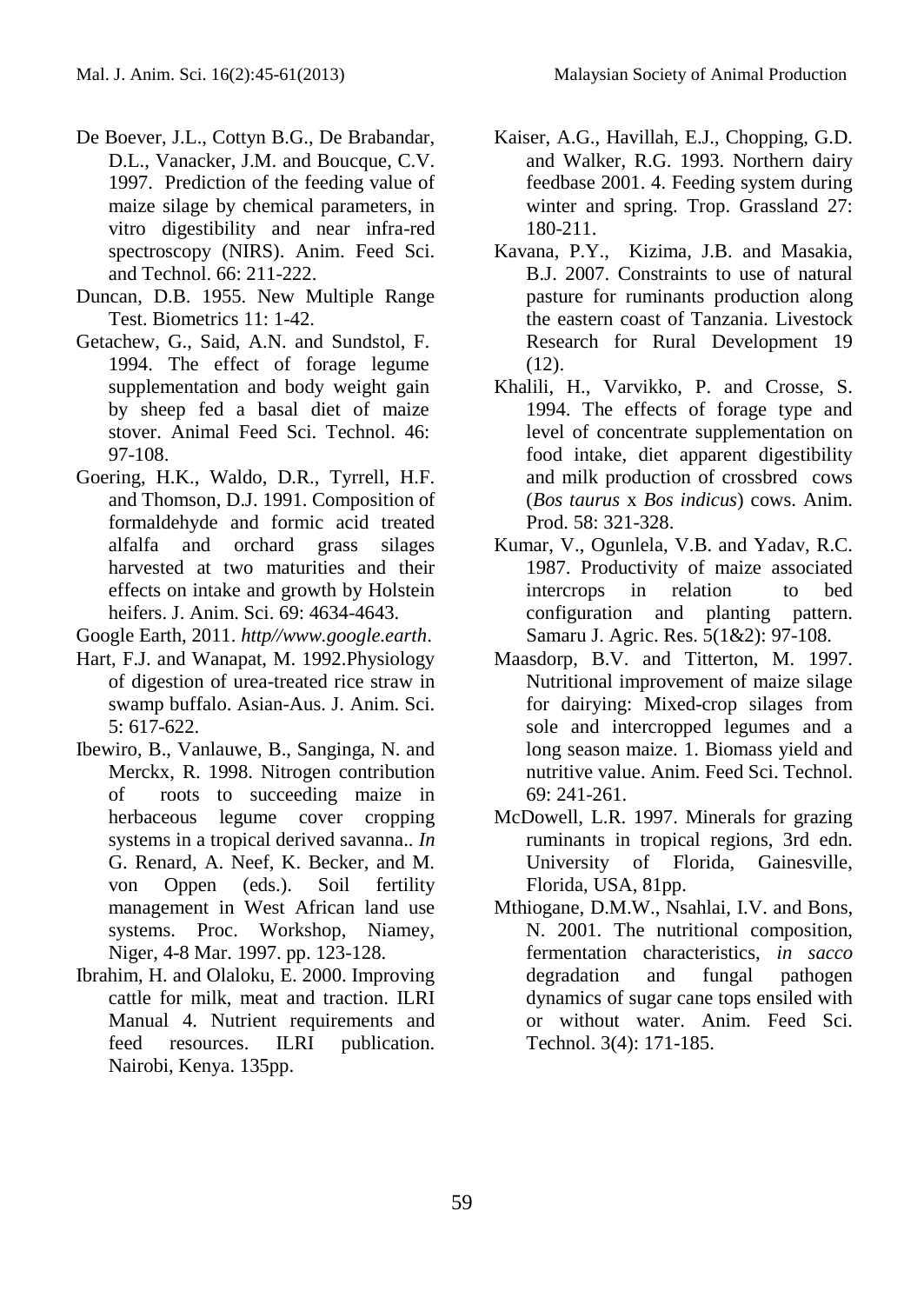De Boever, J.L., Cottyn B.G., De Brabandar, D.L., Vanacker, J.M. and Boucque, C.V. 1997. Prediction of the feeding value of maize silage by chemical parameters, in vitro digestibility and near infra-red spectroscopy (NIRS). Anim. Feed Sci. and Technol. 66: 211-222.

Duncan, D.B. 1955. New Multiple Range Test. Biometrics 11: 1-42.

Getachew, G., Said, A.N. and Sundstol, F. 1994. The effect of forage legume supplementation and body weight gain by sheep fed a basal diet of maize stover. Animal Feed Sci. Technol. 46: 97-108.

Goering, H.K., Waldo, D.R., Tyrrell, H.F. and Thomson, D.J. 1991. Composition of formaldehyde and formic acid treated alfalfa and orchard grass silages harvested at two maturities and their effects on intake and growth by Holstein heifers. J. Anim. Sci. 69: 4634-4643.

Google Earth, 2011. *http//www.google.earth*.

Hart, F.J. and Wanapat, M. 1992.Physiology of digestion of urea-treated rice straw in swamp buffalo. Asian-Aus. J. Anim. Sci. 5: 617-622.

Ibewiro, B., Vanlauwe, B., Sanginga, N. and Merckx, R. 1998. Nitrogen contribution of roots to succeeding maize in herbaceous legume cover cropping systems in a tropical derived savanna.. *In* G. Renard, A. Neef, K. Becker, and M. von Oppen (eds.). Soil fertility management in West African land use systems. Proc. Workshop, Niamey, Niger, 4-8 Mar. 1997. pp. 123-128.

Ibrahim, H. and Olaloku, E. 2000. Improving cattle for milk, meat and traction. ILRI Manual 4. Nutrient requirements and feed resources. ILRI publication. Nairobi, Kenya. 135pp.

Kaiser, A.G., Havillah, E.J., Chopping, G.D. and Walker, R.G. 1993. Northern dairy feedbase 2001. 4. Feeding system during winter and spring. Trop. Grassland 27: 180-211.

Kavana, P.Y., Kizima, J.B. and Masakia, B.J. 2007. Constraints to use of natural pasture for ruminants production along the eastern coast of Tanzania. Livestock Research for Rural Development 19 (12).

Khalili, H., Varvikko, P. and Crosse, S. 1994. The effects of forage type and level of concentrate supplementation on food intake, diet apparent digestibility and milk production of crossbred cows (*Bos taurus* x *Bos indicus*) cows. Anim. Prod. 58: 321-328.

Kumar, V., Ogunlela, V.B. and Yadav, R.C. 1987. Productivity of maize associated intercrops in relation to bed configuration and planting pattern. Samaru J. Agric. Res. 5(1&2): 97-108.

Maasdorp, B.V. and Titterton, M. 1997. Nutritional improvement of maize silage for dairying: Mixed-crop silages from sole and intercropped legumes and a long season maize. 1. Biomass yield and nutritive value. Anim. Feed Sci. Technol. 69: 241-261.

McDowell, L.R. 1997. Minerals for grazing ruminants in tropical regions, 3rd edn. University of Florida, Gainesville, Florida, USA, 81pp.

Mthiogane, D.M.W., Nsahlai, I.V. and Bons, N. 2001. The nutritional composition, fermentation characteristics, *in sacco* degradation and fungal pathogen dynamics of sugar cane tops ensiled with or without water. Anim. Feed Sci. Technol. 3(4): 171-185.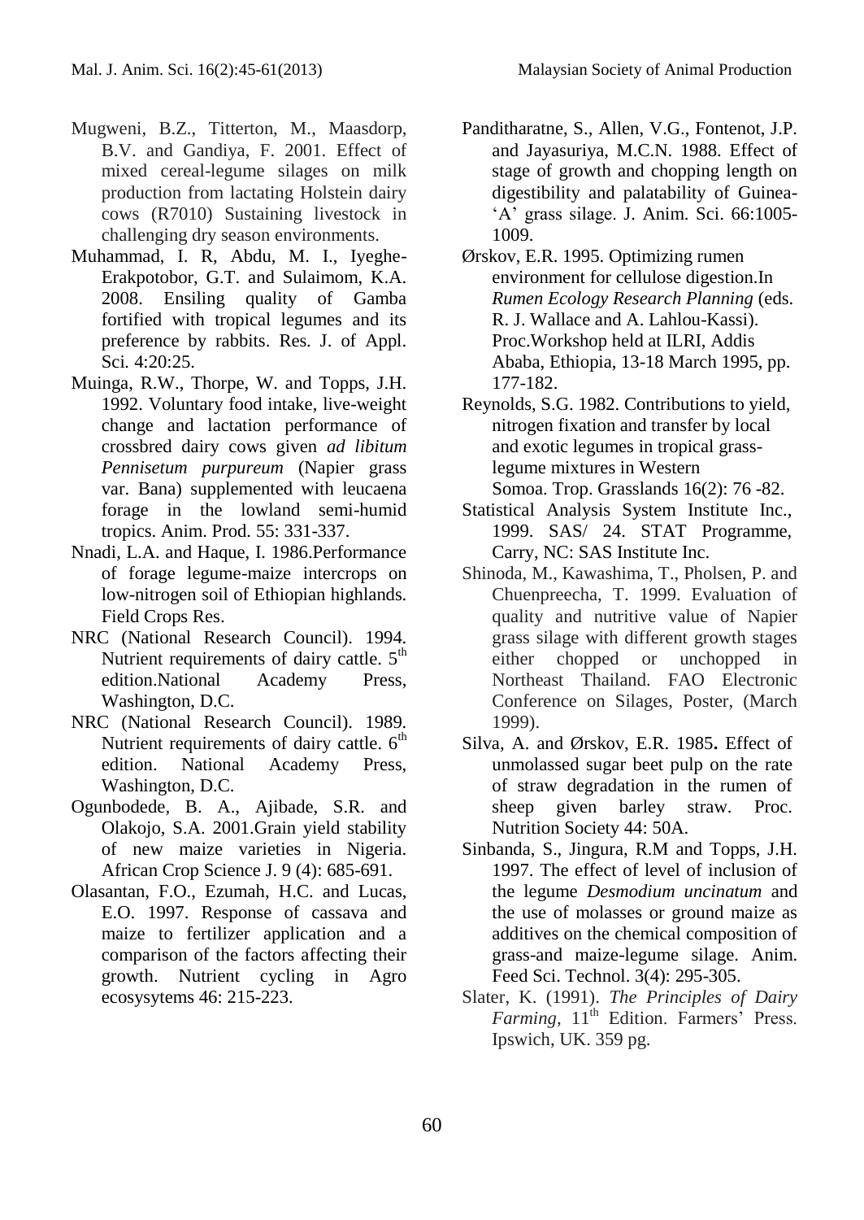Mugweni, B.Z., Titterton, M., Maasdorp, B.V. and Gandiya, F. 2001. Effect of mixed cereal-legume silages on milk production from lactating Holstein dairy cows (R7010) Sustaining livestock in challenging dry season environments.

Muhammad, I. R, Abdu, M. I., Iyeghe-Erakpotobor, G.T. and Sulaimom, K.A. 2008. Ensiling quality of Gamba fortified with tropical legumes and its preference by rabbits. Res. J. of Appl. Sci. 4:20:25.

Muinga, R.W., Thorpe, W. and Topps, J.H. 1992. Voluntary food intake, live-weight change and lactation performance of crossbred dairy cows given *ad libitum Pennisetum purpureum* (Napier grass var. Bana) supplemented with leucaena forage in the lowland semi-humid tropics. Anim. Prod. 55: 331-337.

Nnadi, L.A. and Haque, I. 1986.Performance of forage legume-maize intercrops on low-nitrogen soil of Ethiopian highlands. Field Crops Res.

NRC (National Research Council). 1994. Nutrient requirements of dairy cattle. 5th edition.National Academy Press, Washington, D.C.

NRC (National Research Council). 1989. Nutrient requirements of dairy cattle. 6th edition. National Academy Press, Washington, D.C.

Ogunbodede, B. A., Ajibade, S.R. and Olakojo, S.A. 2001.Grain yield stability of new maize varieties in Nigeria. African Crop Science J. 9 (4): 685-691.

Olasantan, F.O., Ezumah, H.C. and Lucas, E.O. 1997. Response of cassava and maize to fertilizer application and a comparison of the factors affecting their growth. Nutrient cycling in Agro ecosysytems 46: 215-223.

Panditharatne, S., Allen, V.G., Fontenot, J.P. and Jayasuriya, M.C.N. 1988. Effect of stage of growth and chopping length on digestibility and palatability of Guinea-'A' grass silage. J. Anim. Sci. 66:1005-1009.

Ørskov, E.R. 1995. Optimizing rumen environment for cellulose digestion.In *Rumen Ecology Research Planning* (eds. R. J. Wallace and A. Lahlou-Kassi). Proc.Workshop held at ILRI, Addis Ababa, Ethiopia, 13-18 March 1995, pp. 177-182.

Reynolds, S.G. 1982. Contributions to yield, nitrogen fixation and transfer by local and exotic legumes in tropical grass-legume mixtures in Western Somoa. Trop. Grasslands 16(2): 76 -82.

Statistical Analysis System Institute Inc., 1999. SAS/ 24. STAT Programme, Carry, NC: SAS Institute Inc.

Shinoda, M., Kawashima, T., Pholsen, P. and Chuenpreecha, T. 1999. Evaluation of quality and nutritive value of Napier grass silage with different growth stages either chopped or unchopped in Northeast Thailand. FAO Electronic Conference on Silages, Poster, (March 1999).

Silva, A. and Ørskov, E.R. 1985**.** Effect of unmolassed sugar beet pulp on the rate of straw degradation in the rumen of sheep given barley straw. Proc. Nutrition Society 44: 50A.

Sinbanda, S., Jingura, R.M and Topps, J.H. 1997. The effect of level of inclusion of the legume *Desmodium uncinatum* and the use of molasses or ground maize as additives on the chemical composition of grass-and maize-legume silage. Anim. Feed Sci. Technol. 3(4): 295-305.

Slater, K. (1991). *The Principles of Dairy Farming*, 11th Edition. Farmers' Press. Ipswich, UK. 359 pg.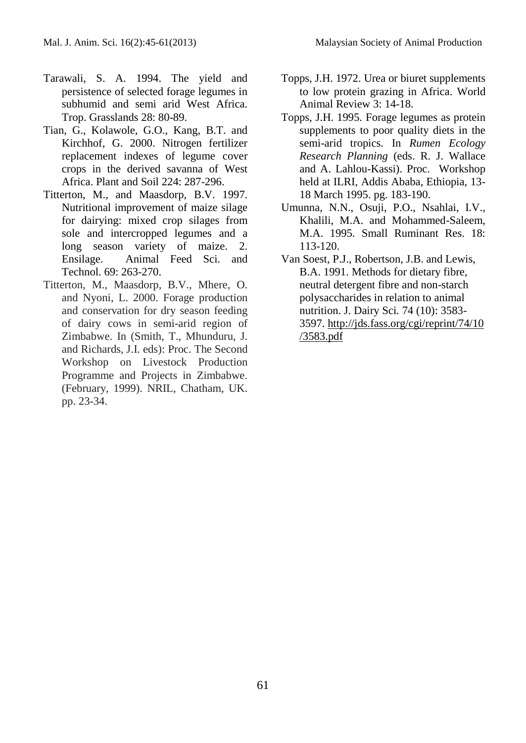Tarawali, S. A. 1994. The yield and persistence of selected forage legumes in subhumid and semi arid West Africa. Trop. Grasslands 28: 80-89.

Tian, G., Kolawole, G.O., Kang, B.T. and Kirchhof, G. 2000. Nitrogen fertilizer replacement indexes of legume cover crops in the derived savanna of West Africa. Plant and Soil 224: 287-296.

Titterton, M., and Maasdorp, B.V. 1997. Nutritional improvement of maize silage for dairying: mixed crop silages from sole and intercropped legumes and a long season variety of maize. 2. Ensilage. Animal Feed Sci. and Technol. 69: 263-270.

Titterton, M., Maasdorp, B.V., Mhere, O. and Nyoni, L. 2000. Forage production and conservation for dry season feeding of dairy cows in semi-arid region of Zimbabwe. In (Smith, T., Mhunduru, J. and Richards, J.I. eds): Proc. The Second Workshop on Livestock Production Programme and Projects in Zimbabwe. (February, 1999). NRIL, Chatham, UK. pp. 23-34.

Topps, J.H. 1972. Urea or biuret supplements to low protein grazing in Africa. World Animal Review 3: 14-18.

Topps, J.H. 1995. Forage legumes as protein supplements to poor quality diets in the semi-arid tropics. In *Rumen Ecology Research Planning* (eds. R. J. Wallace and A. Lahlou-Kassi). Proc. Workshop held at ILRI, Addis Ababa, Ethiopia, 13-18 March 1995. pg. 183-190.

Umunna, N.N., Osuji, P.O., Nsahlai, I.V., Khalili, M.A. and Mohammed-Saleem, M.A. 1995. Small Ruminant Res. 18: 113-120.

Van Soest, P.J., Robertson, J.B. and Lewis, B.A. 1991. Methods for dietary fibre, neutral detergent fibre and non-starch polysaccharides in relation to animal nutrition. J. Dairy Sci. 74 (10): 3583-3597. http://jds.fass.org/cgi/reprint/74/10/3583.pdf